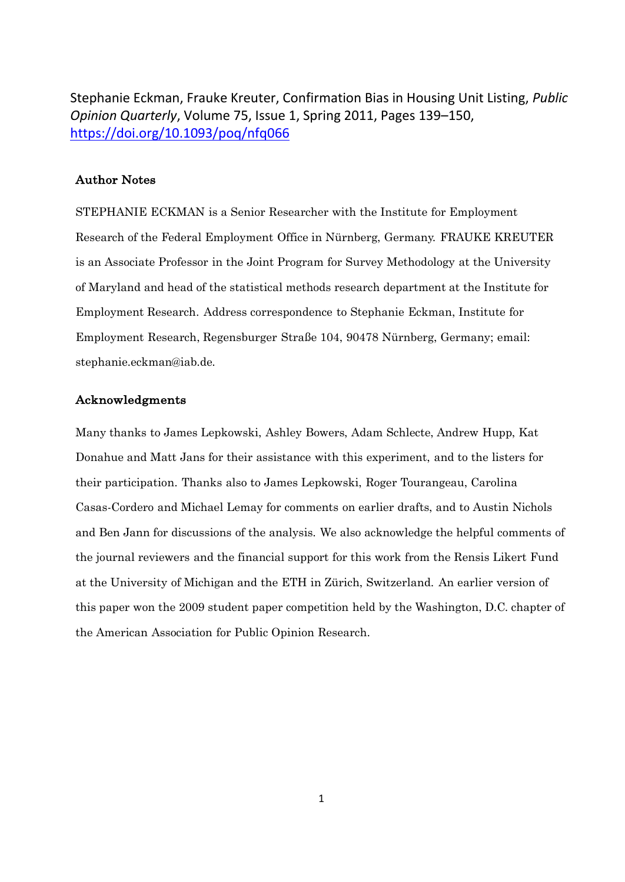Stephanie Eckman, Frauke Kreuter, Confirmation Bias in Housing Unit Listing, *Public Opinion Quarterly*, Volume 75, Issue 1, Spring 2011, Pages 139–150, https://doi.org/10.1093/poq/nfq066

### Author Notes

STEPHANIE ECKMAN is a Senior Researcher with the Institute for Employment Research of the Federal Employment Office in Nürnberg, Germany. FRAUKE KREUTER is an Associate Professor in the Joint Program for Survey Methodology at the University of Maryland and head of the statistical methods research department at the Institute for Employment Research. Address correspondence to Stephanie Eckman, Institute for Employment Research, Regensburger Straße 104, 90478 Nürnberg, Germany; email: stephanie.eckman@iab.de.

### Acknowledgments

Many thanks to James Lepkowski, Ashley Bowers, Adam Schlecte, Andrew Hupp, Kat Donahue and Matt Jans for their assistance with this experiment, and to the listers for their participation. Thanks also to James Lepkowski, Roger Tourangeau, Carolina Casas-Cordero and Michael Lemay for comments on earlier drafts, and to Austin Nichols and Ben Jann for discussions of the analysis. We also acknowledge the helpful comments of the journal reviewers and the financial support for this work from the Rensis Likert Fund at the University of Michigan and the ETH in Zürich, Switzerland. An earlier version of this paper won the 2009 student paper competition held by the Washington, D.C. chapter of the American Association for Public Opinion Research.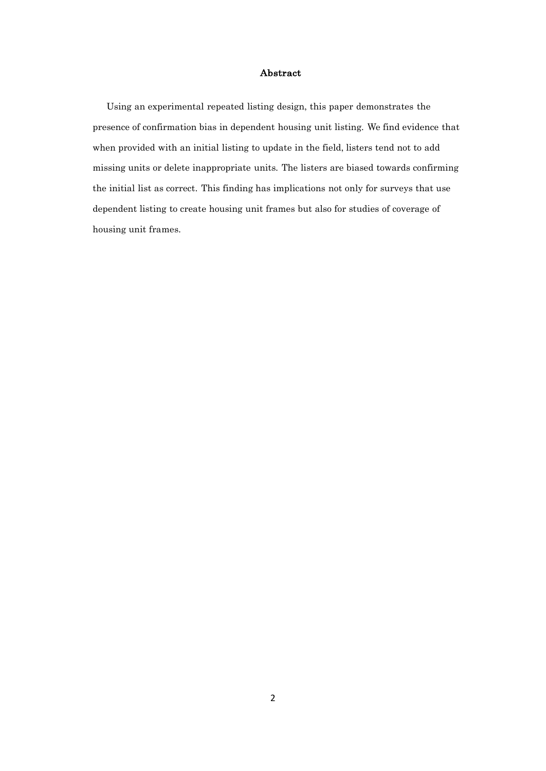## Abstract

Using an experimental repeated listing design, this paper demonstrates the presence of confirmation bias in dependent housing unit listing. We find evidence that when provided with an initial listing to update in the field, listers tend not to add missing units or delete inappropriate units. The listers are biased towards confirming the initial list as correct. This finding has implications not only for surveys that use dependent listing to create housing unit frames but also for studies of coverage of housing unit frames.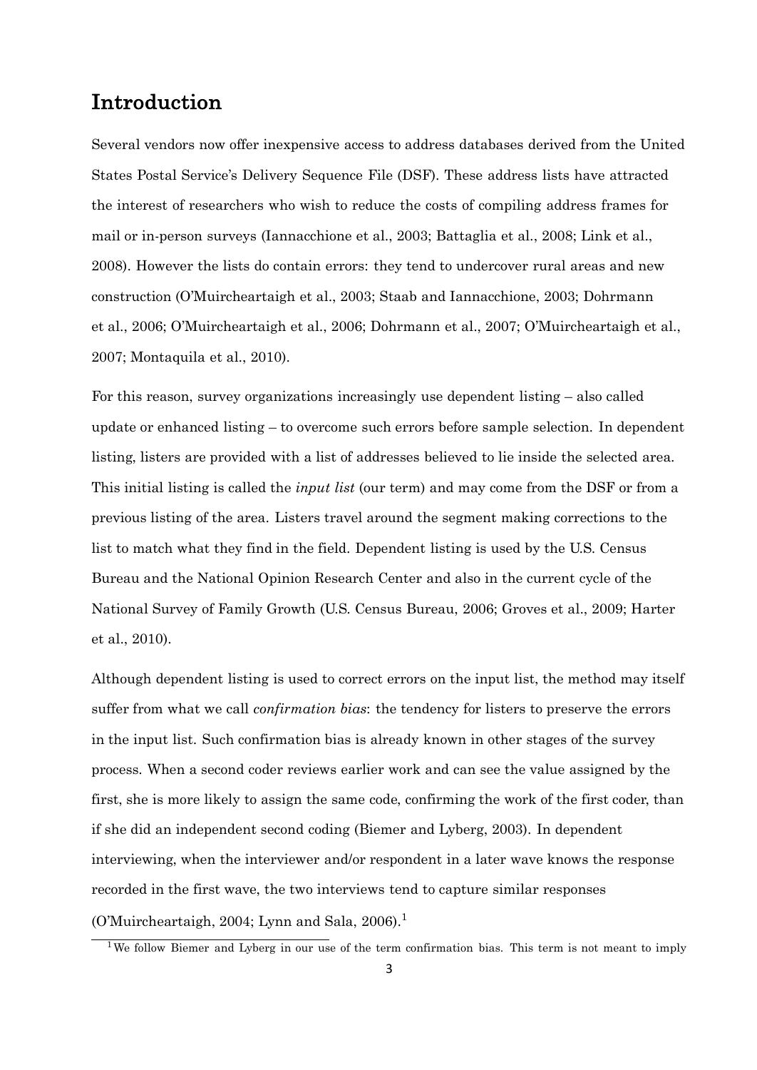# Introduction

Several vendors now offer inexpensive access to address databases derived from the United States Postal Service's Delivery Sequence File (DSF). These address lists have attracted the interest of researchers who wish to reduce the costs of compiling address frames for mail or in-person surveys (Iannacchione et al., 2003; Battaglia et al., 2008; Link et al., 2008). However the lists do contain errors: they tend to undercover rural areas and new construction (O'Muircheartaigh et al., 2003; Staab and Iannacchione, 2003; Dohrmann et al., 2006; O'Muircheartaigh et al., 2006; Dohrmann et al., 2007; O'Muircheartaigh et al., 2007; Montaquila et al., 2010).

For this reason, survey organizations increasingly use dependent listing – also called update or enhanced listing – to overcome such errors before sample selection. In dependent listing, listers are provided with a list of addresses believed to lie inside the selected area. This initial listing is called the *input list* (our term) and may come from the DSF or from a previous listing of the area. Listers travel around the segment making corrections to the list to match what they find in the field. Dependent listing is used by the U.S. Census Bureau and the National Opinion Research Center and also in the current cycle of the National Survey of Family Growth (U.S. Census Bureau, 2006; Groves et al., 2009; Harter et al., 2010).

Although dependent listing is used to correct errors on the input list, the method may itself suffer from what we call *confirmation bias*: the tendency for listers to preserve the errors in the input list. Such confirmation bias is already known in other stages of the survey process. When a second coder reviews earlier work and can see the value assigned by the first, she is more likely to assign the same code, confirming the work of the first coder, than if she did an independent second coding (Biemer and Lyberg, 2003). In dependent interviewing, when the interviewer and/or respondent in a later wave knows the response recorded in the first wave, the two interviews tend to capture similar responses (O'Muircheartaigh, 2004; Lynn and Sala, 2006).[1]

[1] We follow Biemer and Lyberg in our use of the term confirmation bias. This term is not meant to imply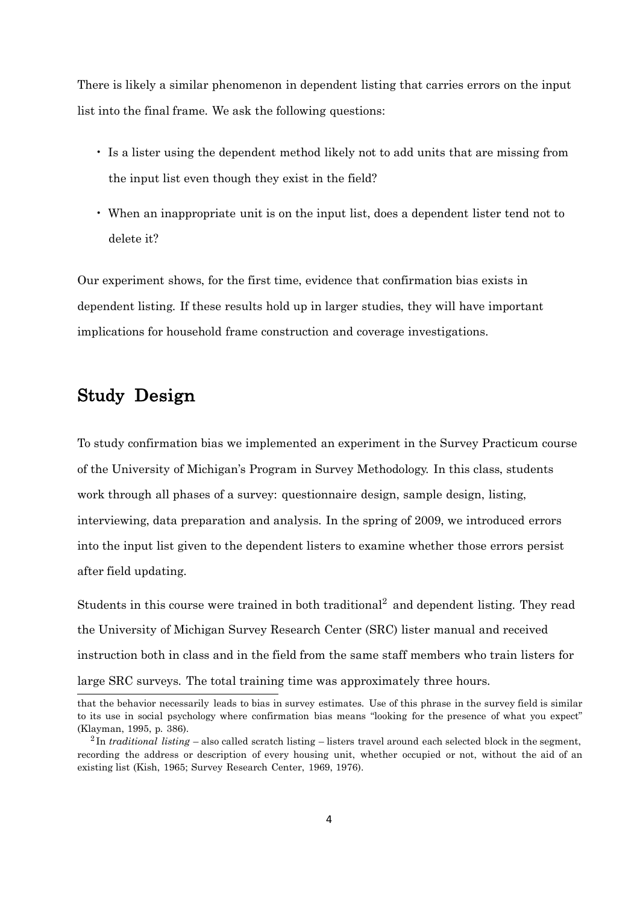There is likely a similar phenomenon in dependent listing that carries errors on the input list into the final frame. We ask the following questions:

- Is a lister using the dependent method likely not to add units that are missing from the input list even though they exist in the field?
- When an inappropriate unit is on the input list, does a dependent lister tend not to delete it?

Our experiment shows, for the first time, evidence that confirmation bias exists in dependent listing. If these results hold up in larger studies, they will have important implications for household frame construction and coverage investigations.

## Study Design

To study confirmation bias we implemented an experiment in the Survey Practicum course of the University of Michigan's Program in Survey Methodology. In this class, students work through all phases of a survey: questionnaire design, sample design, listing, interviewing, data preparation and analysis. In the spring of 2009, we introduced errors into the input list given to the dependent listers to examine whether those errors persist after field updating.

Students in this course were trained in both traditional[2] and dependent listing. They read the University of Michigan Survey Research Center (SRC) lister manual and received instruction both in class and in the field from the same staff members who train listers for large SRC surveys. The total training time was approximately three hours.

---

that the behavior necessarily leads to bias in survey estimates. Use of this phrase in the survey field is similar to its use in social psychology where confirmation bias means "looking for the presence of what you expect" (Klayman, 1995, p. 386).

[2] In *traditional listing* – also called scratch listing – listers travel around each selected block in the segment, recording the address or description of every housing unit, whether occupied or not, without the aid of an existing list (Kish, 1965; Survey Research Center, 1969, 1976).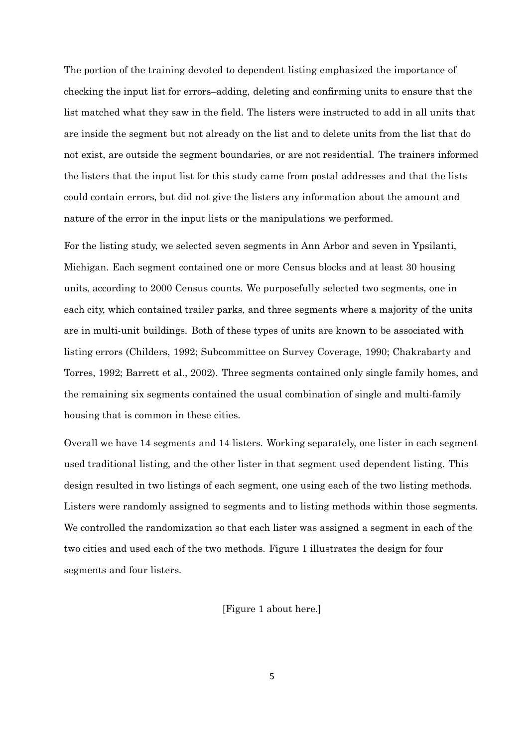The portion of the training devoted to dependent listing emphasized the importance of checking the input list for errors–adding, deleting and confirming units to ensure that the list matched what they saw in the field. The listers were instructed to add in all units that are inside the segment but not already on the list and to delete units from the list that do not exist, are outside the segment boundaries, or are not residential. The trainers informed the listers that the input list for this study came from postal addresses and that the lists could contain errors, but did not give the listers any information about the amount and nature of the error in the input lists or the manipulations we performed.

For the listing study, we selected seven segments in Ann Arbor and seven in Ypsilanti, Michigan. Each segment contained one or more Census blocks and at least 30 housing units, according to 2000 Census counts. We purposefully selected two segments, one in each city, which contained trailer parks, and three segments where a majority of the units are in multi-unit buildings. Both of these types of units are known to be associated with listing errors (Childers, 1992; Subcommittee on Survey Coverage, 1990; Chakrabarty and Torres, 1992; Barrett et al., 2002). Three segments contained only single family homes, and the remaining six segments contained the usual combination of single and multi-family housing that is common in these cities.

Overall we have 14 segments and 14 listers. Working separately, one lister in each segment used traditional listing, and the other lister in that segment used dependent listing. This design resulted in two listings of each segment, one using each of the two listing methods. Listers were randomly assigned to segments and to listing methods within those segments. We controlled the randomization so that each lister was assigned a segment in each of the two cities and used each of the two methods. Figure 1 illustrates the design for four segments and four listers.

[Figure 1 about here.]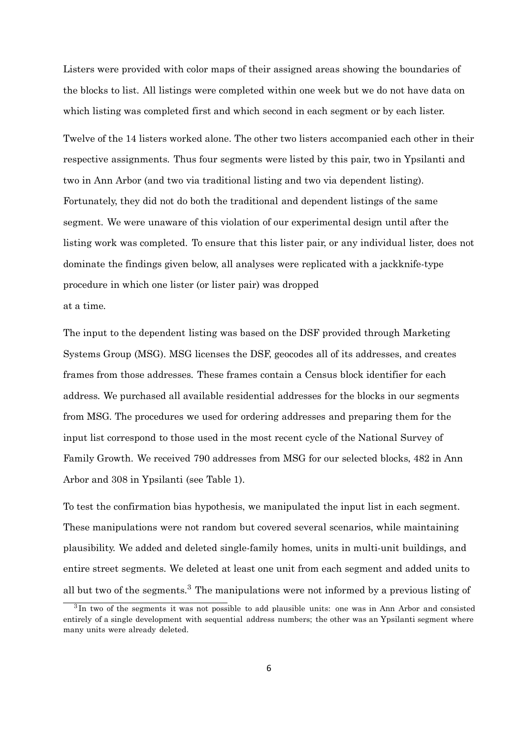Listers were provided with color maps of their assigned areas showing the boundaries of the blocks to list. All listings were completed within one week but we do not have data on which listing was completed first and which second in each segment or by each lister.

Twelve of the 14 listers worked alone. The other two listers accompanied each other in their respective assignments. Thus four segments were listed by this pair, two in Ypsilanti and two in Ann Arbor (and two via traditional listing and two via dependent listing). Fortunately, they did not do both the traditional and dependent listings of the same segment. We were unaware of this violation of our experimental design until after the listing work was completed. To ensure that this lister pair, or any individual lister, does not dominate the findings given below, all analyses were replicated with a jackknife-type procedure in which one lister (or lister pair) was dropped at a time.

The input to the dependent listing was based on the DSF provided through Marketing Systems Group (MSG). MSG licenses the DSF, geocodes all of its addresses, and creates frames from those addresses. These frames contain a Census block identifier for each address. We purchased all available residential addresses for the blocks in our segments from MSG. The procedures we used for ordering addresses and preparing them for the input list correspond to those used in the most recent cycle of the National Survey of Family Growth. We received 790 addresses from MSG for our selected blocks, 482 in Ann Arbor and 308 in Ypsilanti (see Table 1).

To test the confirmation bias hypothesis, we manipulated the input list in each segment. These manipulations were not random but covered several scenarios, while maintaining plausibility. We added and deleted single-family homes, units in multi-unit buildings, and entire street segments. We deleted at least one unit from each segment and added units to all but two of the segments.[3] The manipulations were not informed by a previous listing of

[3] In two of the segments it was not possible to add plausible units: one was in Ann Arbor and consisted entirely of a single development with sequential address numbers; the other was an Ypsilanti segment where many units were already deleted.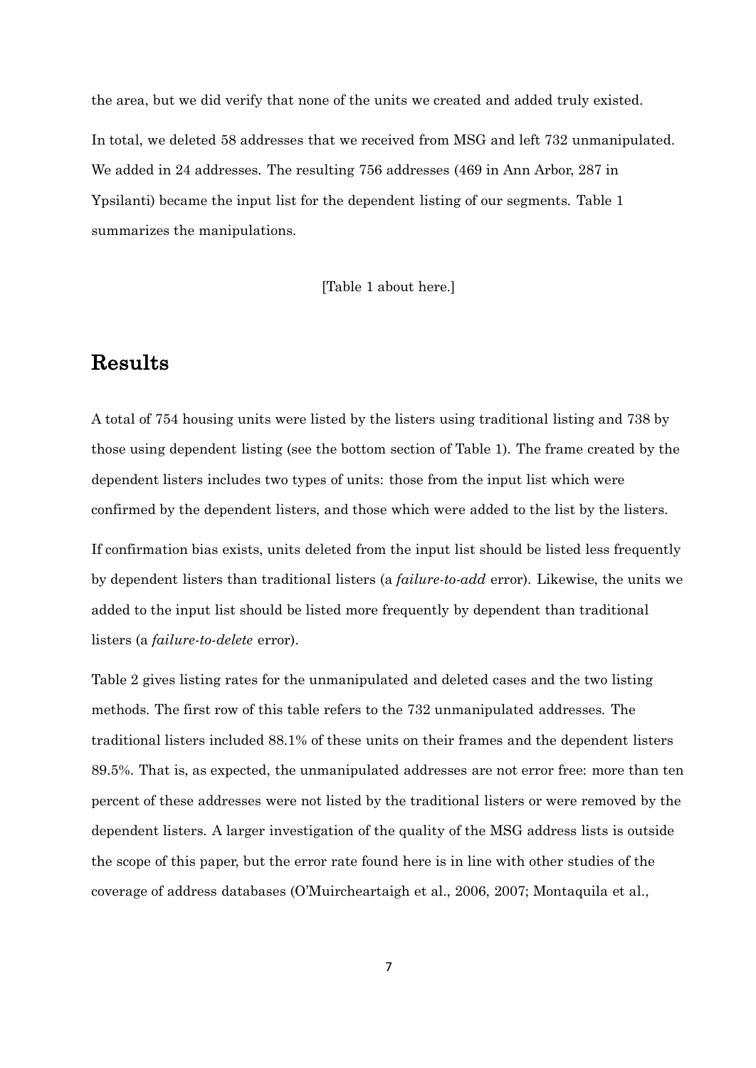the area, but we did verify that none of the units we created and added truly existed.

In total, we deleted 58 addresses that we received from MSG and left 732 unmanipulated. We added in 24 addresses. The resulting 756 addresses (469 in Ann Arbor, 287 in Ypsilanti) became the input list for the dependent listing of our segments. Table 1 summarizes the manipulations.

[Table 1 about here.]

## Results

A total of 754 housing units were listed by the listers using traditional listing and 738 by those using dependent listing (see the bottom section of Table 1). The frame created by the dependent listers includes two types of units: those from the input list which were confirmed by the dependent listers, and those which were added to the list by the listers.

If confirmation bias exists, units deleted from the input list should be listed less frequently by dependent listers than traditional listers (a *failure-to-add* error). Likewise, the units we added to the input list should be listed more frequently by dependent than traditional listers (a *failure-to-delete* error).

Table 2 gives listing rates for the unmanipulated and deleted cases and the two listing methods. The first row of this table refers to the 732 unmanipulated addresses. The traditional listers included 88.1% of these units on their frames and the dependent listers 89.5%. That is, as expected, the unmanipulated addresses are not error free: more than ten percent of these addresses were not listed by the traditional listers or were removed by the dependent listers. A larger investigation of the quality of the MSG address lists is outside the scope of this paper, but the error rate found here is in line with other studies of the coverage of address databases (O'Muircheartaigh et al., 2006, 2007; Montaquila et al.,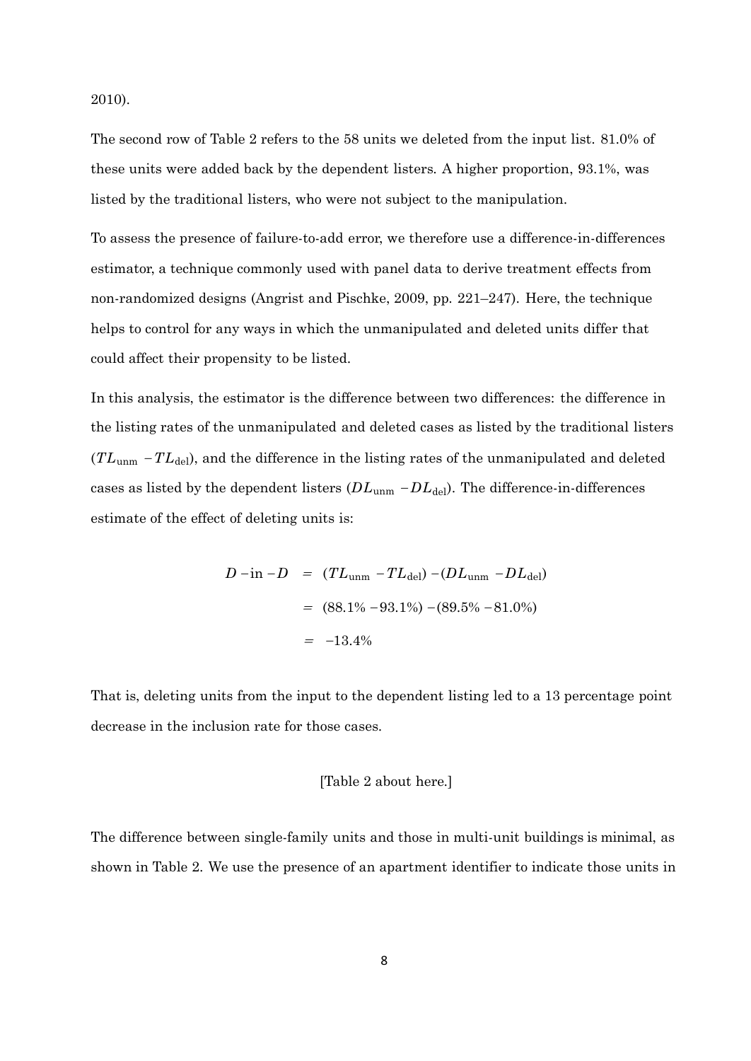2010).

The second row of Table 2 refers to the 58 units we deleted from the input list. 81.0% of these units were added back by the dependent listers. A higher proportion, 93.1%, was listed by the traditional listers, who were not subject to the manipulation.

To assess the presence of failure-to-add error, we therefore use a difference-in-differences estimator, a technique commonly used with panel data to derive treatment effects from non-randomized designs (Angrist and Pischke, 2009, pp. 221–247). Here, the technique helps to control for any ways in which the unmanipulated and deleted units differ that could affect their propensity to be listed.

In this analysis, the estimator is the difference between two differences: the difference in the listing rates of the unmanipulated and deleted cases as listed by the traditional listers ($TL_{\text{unm}} - TL_{\text{del}}$), and the difference in the listing rates of the unmanipulated and deleted cases as listed by the dependent listers ($DL_{\text{unm}} - DL_{\text{del}}$). The difference-in-differences estimate of the effect of deleting units is:

$$
\begin{aligned}
D - \text{in} - D &= (TL_{\text{unm}} - TL_{\text{del}}) - (DL_{\text{unm}} - DL_{\text{del}}) \\
&= (88.1\% - 93.1\%) - (89.5\% - 81.0\%) \\
&= -13.4\%
\end{aligned}
$$

That is, deleting units from the input to the dependent listing led to a 13 percentage point decrease in the inclusion rate for those cases.

[Table 2 about here.]

The difference between single-family units and those in multi-unit buildings is minimal, as shown in Table 2. We use the presence of an apartment identifier to indicate those units in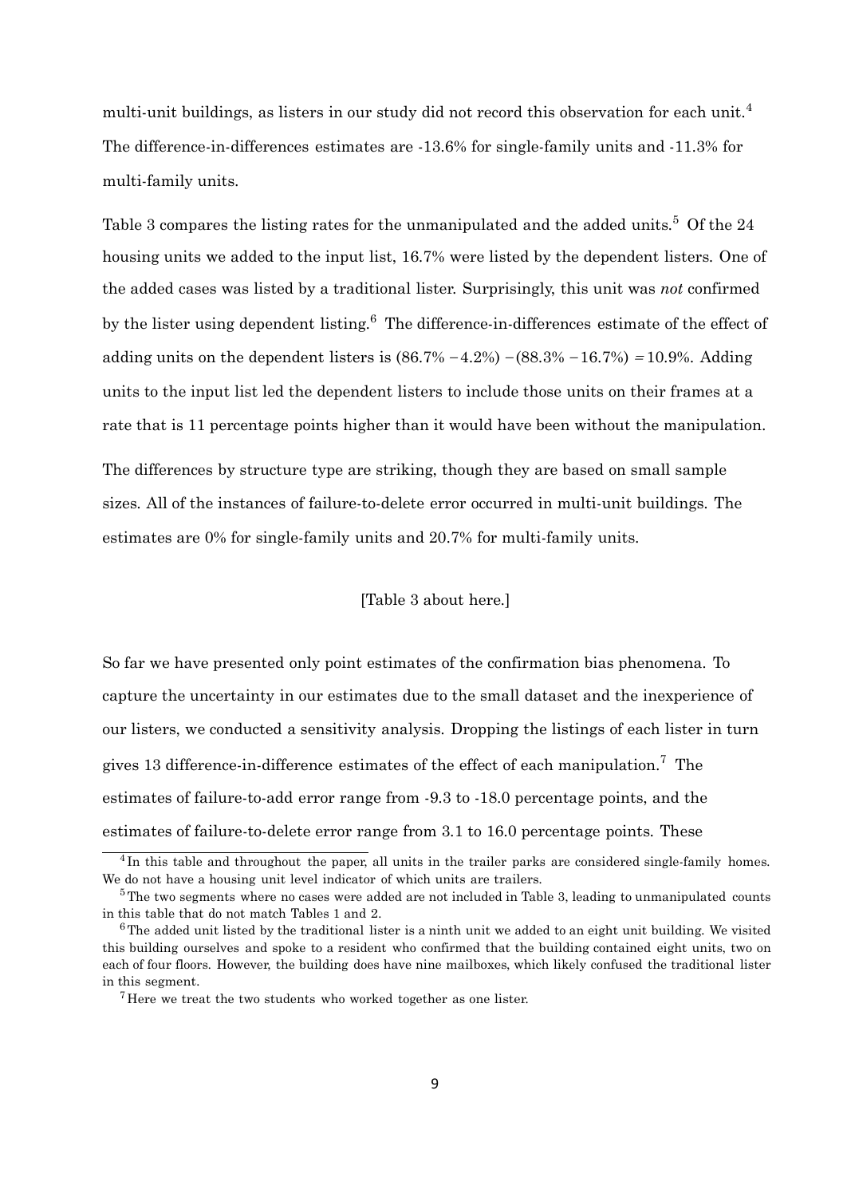multi-unit buildings, as listers in our study did not record this observation for each unit.[4] The difference-in-differences estimates are -13.6% for single-family units and -11.3% for multi-family units.

Table 3 compares the listing rates for the unmanipulated and the added units.[5] Of the 24 housing units we added to the input list, 16.7% were listed by the dependent listers. One of the added cases was listed by a traditional lister. Surprisingly, this unit was *not* confirmed by the lister using dependent listing.[6] The difference-in-differences estimate of the effect of adding units on the dependent listers is $(86.7\% - 4.2\%) - (88.3\% - 16.7\%) = 10.9\%$. Adding units to the input list led the dependent listers to include those units on their frames at a rate that is 11 percentage points higher than it would have been without the manipulation.

The differences by structure type are striking, though they are based on small sample sizes. All of the instances of failure-to-delete error occurred in multi-unit buildings. The estimates are 0% for single-family units and 20.7% for multi-family units.

[Table 3 about here.]

So far we have presented only point estimates of the confirmation bias phenomena. To capture the uncertainty in our estimates due to the small dataset and the inexperience of our listers, we conducted a sensitivity analysis. Dropping the listings of each lister in turn gives 13 difference-in-difference estimates of the effect of each manipulation.[7] The estimates of failure-to-add error range from -9.3 to -18.0 percentage points, and the estimates of failure-to-delete error range from 3.1 to 16.0 percentage points. These

---

[4] In this table and throughout the paper, all units in the trailer parks are considered single-family homes. We do not have a housing unit level indicator of which units are trailers.

[5] The two segments where no cases were added are not included in Table 3, leading to unmanipulated counts in this table that do not match Tables 1 and 2.

[6] The added unit listed by the traditional lister is a ninth unit we added to an eight unit building. We visited this building ourselves and spoke to a resident who confirmed that the building contained eight units, two on each of four floors. However, the building does have nine mailboxes, which likely confused the traditional lister in this segment.

[7] Here we treat the two students who worked together as one lister.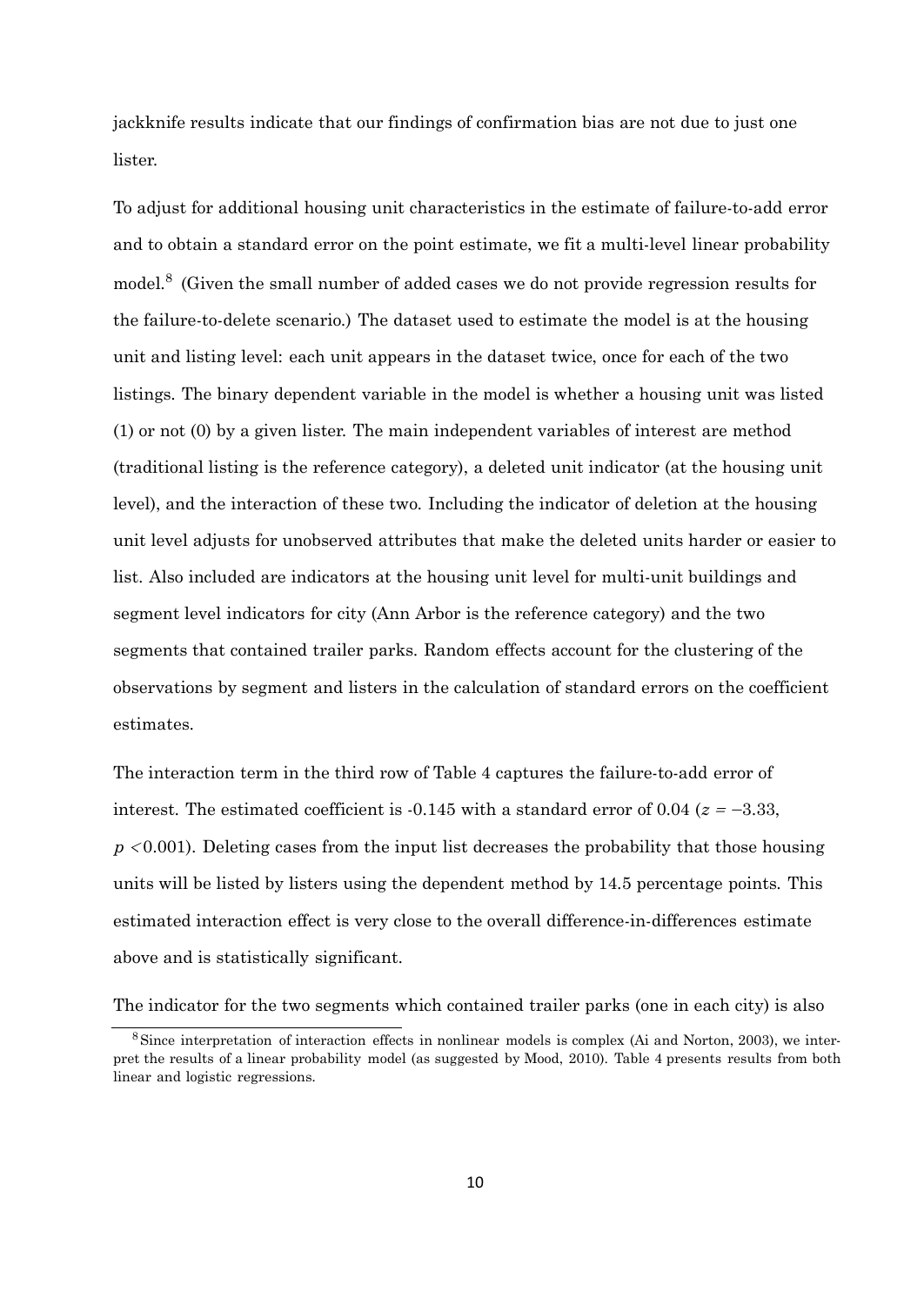jackknife results indicate that our findings of confirmation bias are not due to just one lister.

To adjust for additional housing unit characteristics in the estimate of failure-to-add error and to obtain a standard error on the point estimate, we fit a multi-level linear probability model.[8] (Given the small number of added cases we do not provide regression results for the failure-to-delete scenario.) The dataset used to estimate the model is at the housing unit and listing level: each unit appears in the dataset twice, once for each of the two listings. The binary dependent variable in the model is whether a housing unit was listed (1) or not (0) by a given lister. The main independent variables of interest are method (traditional listing is the reference category), a deleted unit indicator (at the housing unit level), and the interaction of these two. Including the indicator of deletion at the housing unit level adjusts for unobserved attributes that make the deleted units harder or easier to list. Also included are indicators at the housing unit level for multi-unit buildings and segment level indicators for city (Ann Arbor is the reference category) and the two segments that contained trailer parks. Random effects account for the clustering of the observations by segment and listers in the calculation of standard errors on the coefficient estimates.

The interaction term in the third row of Table 4 captures the failure-to-add error of interest. The estimated coefficient is -0.145 with a standard error of 0.04 ($z = -3.33$, $p < 0.001$). Deleting cases from the input list decreases the probability that those housing units will be listed by listers using the dependent method by 14.5 percentage points. This estimated interaction effect is very close to the overall difference-in-differences estimate above and is statistically significant.

The indicator for the two segments which contained trailer parks (one in each city) is also

[8] Since interpretation of interaction effects in nonlinear models is complex (Ai and Norton, 2003), we interpret the results of a linear probability model (as suggested by Mood, 2010). Table 4 presents results from both linear and logistic regressions.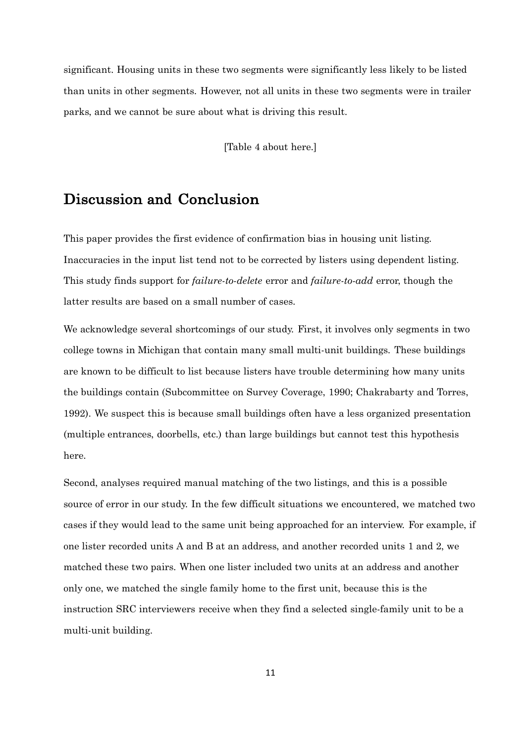significant. Housing units in these two segments were significantly less likely to be listed than units in other segments. However, not all units in these two segments were in trailer parks, and we cannot be sure about what is driving this result.

[Table 4 about here.]

## Discussion and Conclusion

This paper provides the first evidence of confirmation bias in housing unit listing. Inaccuracies in the input list tend not to be corrected by listers using dependent listing. This study finds support for *failure-to-delete* error and *failure-to-add* error, though the latter results are based on a small number of cases.

We acknowledge several shortcomings of our study. First, it involves only segments in two college towns in Michigan that contain many small multi-unit buildings. These buildings are known to be difficult to list because listers have trouble determining how many units the buildings contain (Subcommittee on Survey Coverage, 1990; Chakrabarty and Torres, 1992). We suspect this is because small buildings often have a less organized presentation (multiple entrances, doorbells, etc.) than large buildings but cannot test this hypothesis here.

Second, analyses required manual matching of the two listings, and this is a possible source of error in our study. In the few difficult situations we encountered, we matched two cases if they would lead to the same unit being approached for an interview. For example, if one lister recorded units A and B at an address, and another recorded units 1 and 2, we matched these two pairs. When one lister included two units at an address and another only one, we matched the single family home to the first unit, because this is the instruction SRC interviewers receive when they find a selected single-family unit to be a multi-unit building.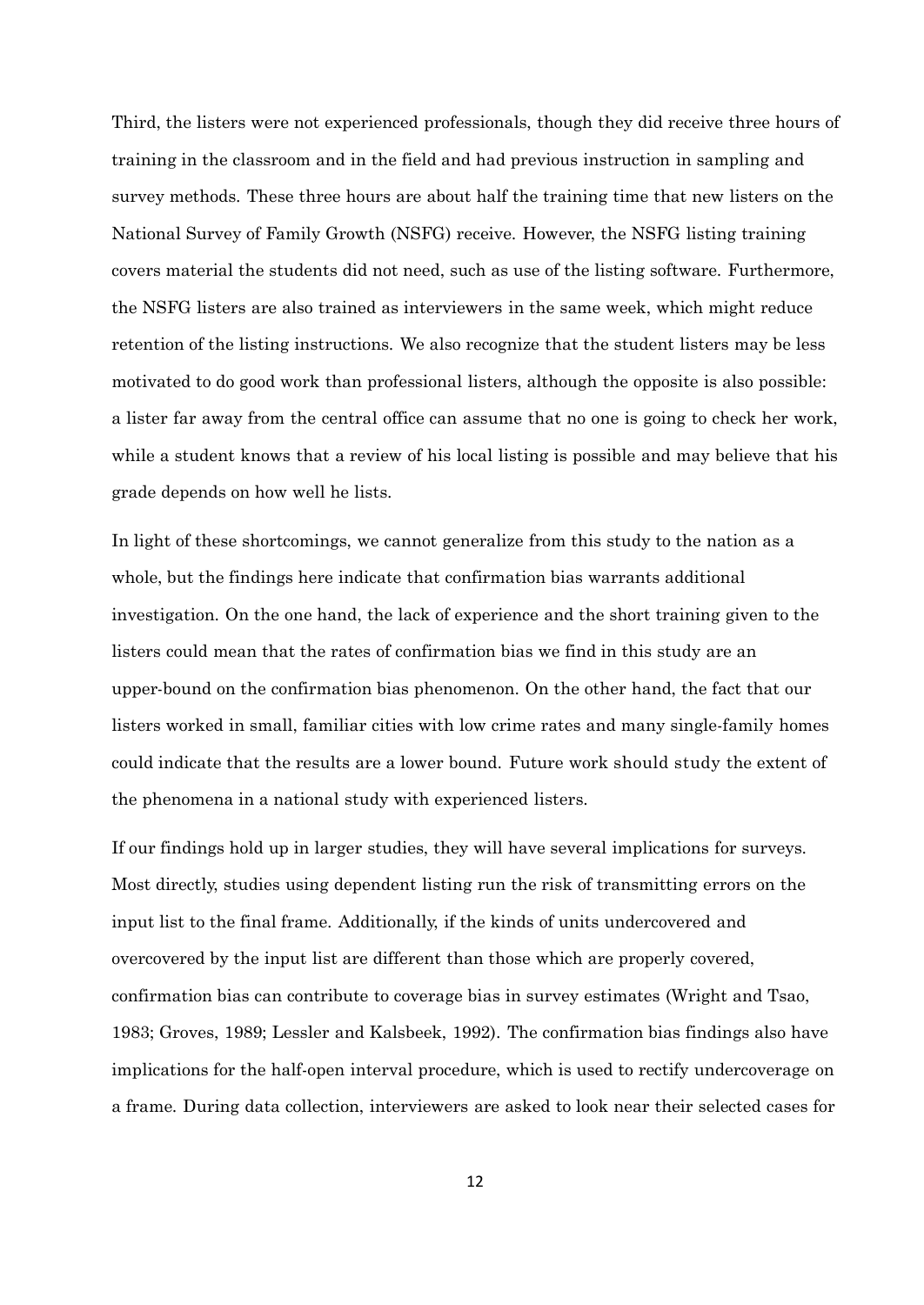Third, the listers were not experienced professionals, though they did receive three hours of training in the classroom and in the field and had previous instruction in sampling and survey methods. These three hours are about half the training time that new listers on the National Survey of Family Growth (NSFG) receive. However, the NSFG listing training covers material the students did not need, such as use of the listing software. Furthermore, the NSFG listers are also trained as interviewers in the same week, which might reduce retention of the listing instructions. We also recognize that the student listers may be less motivated to do good work than professional listers, although the opposite is also possible: a lister far away from the central office can assume that no one is going to check her work, while a student knows that a review of his local listing is possible and may believe that his grade depends on how well he lists.

In light of these shortcomings, we cannot generalize from this study to the nation as a whole, but the findings here indicate that confirmation bias warrants additional investigation. On the one hand, the lack of experience and the short training given to the listers could mean that the rates of confirmation bias we find in this study are an upper-bound on the confirmation bias phenomenon. On the other hand, the fact that our listers worked in small, familiar cities with low crime rates and many single-family homes could indicate that the results are a lower bound. Future work should study the extent of the phenomena in a national study with experienced listers.

If our findings hold up in larger studies, they will have several implications for surveys. Most directly, studies using dependent listing run the risk of transmitting errors on the input list to the final frame. Additionally, if the kinds of units undercovered and overcovered by the input list are different than those which are properly covered, confirmation bias can contribute to coverage bias in survey estimates (Wright and Tsao, 1983; Groves, 1989; Lessler and Kalsbeek, 1992). The confirmation bias findings also have implications for the half-open interval procedure, which is used to rectify undercoverage on a frame. During data collection, interviewers are asked to look near their selected cases for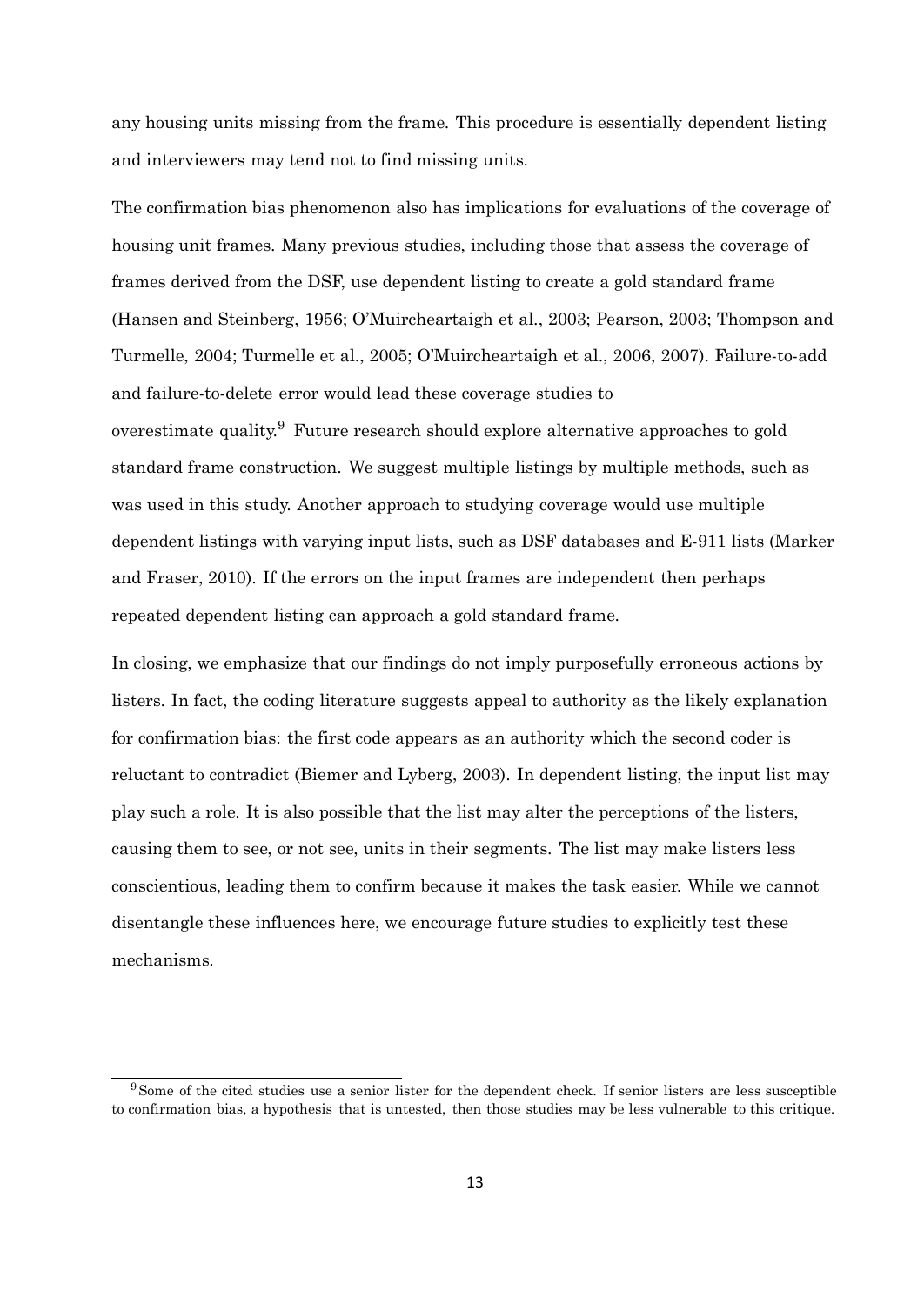any housing units missing from the frame. This procedure is essentially dependent listing and interviewers may tend not to find missing units.

The confirmation bias phenomenon also has implications for evaluations of the coverage of housing unit frames. Many previous studies, including those that assess the coverage of frames derived from the DSF, use dependent listing to create a gold standard frame (Hansen and Steinberg, 1956; O'Muircheartaigh et al., 2003; Pearson, 2003; Thompson and Turmelle, 2004; Turmelle et al., 2005; O'Muircheartaigh et al., 2006, 2007). Failure-to-add and failure-to-delete error would lead these coverage studies to overestimate quality.[9] Future research should explore alternative approaches to gold standard frame construction. We suggest multiple listings by multiple methods, such as was used in this study. Another approach to studying coverage would use multiple dependent listings with varying input lists, such as DSF databases and E-911 lists (Marker and Fraser, 2010). If the errors on the input frames are independent then perhaps repeated dependent listing can approach a gold standard frame.

In closing, we emphasize that our findings do not imply purposefully erroneous actions by listers. In fact, the coding literature suggests appeal to authority as the likely explanation for confirmation bias: the first code appears as an authority which the second coder is reluctant to contradict (Biemer and Lyberg, 2003). In dependent listing, the input list may play such a role. It is also possible that the list may alter the perceptions of the listers, causing them to see, or not see, units in their segments. The list may make listers less conscientious, leading them to confirm because it makes the task easier. While we cannot disentangle these influences here, we encourage future studies to explicitly test these mechanisms.

[9] Some of the cited studies use a senior lister for the dependent check. If senior listers are less susceptible to confirmation bias, a hypothesis that is untested, then those studies may be less vulnerable to this critique.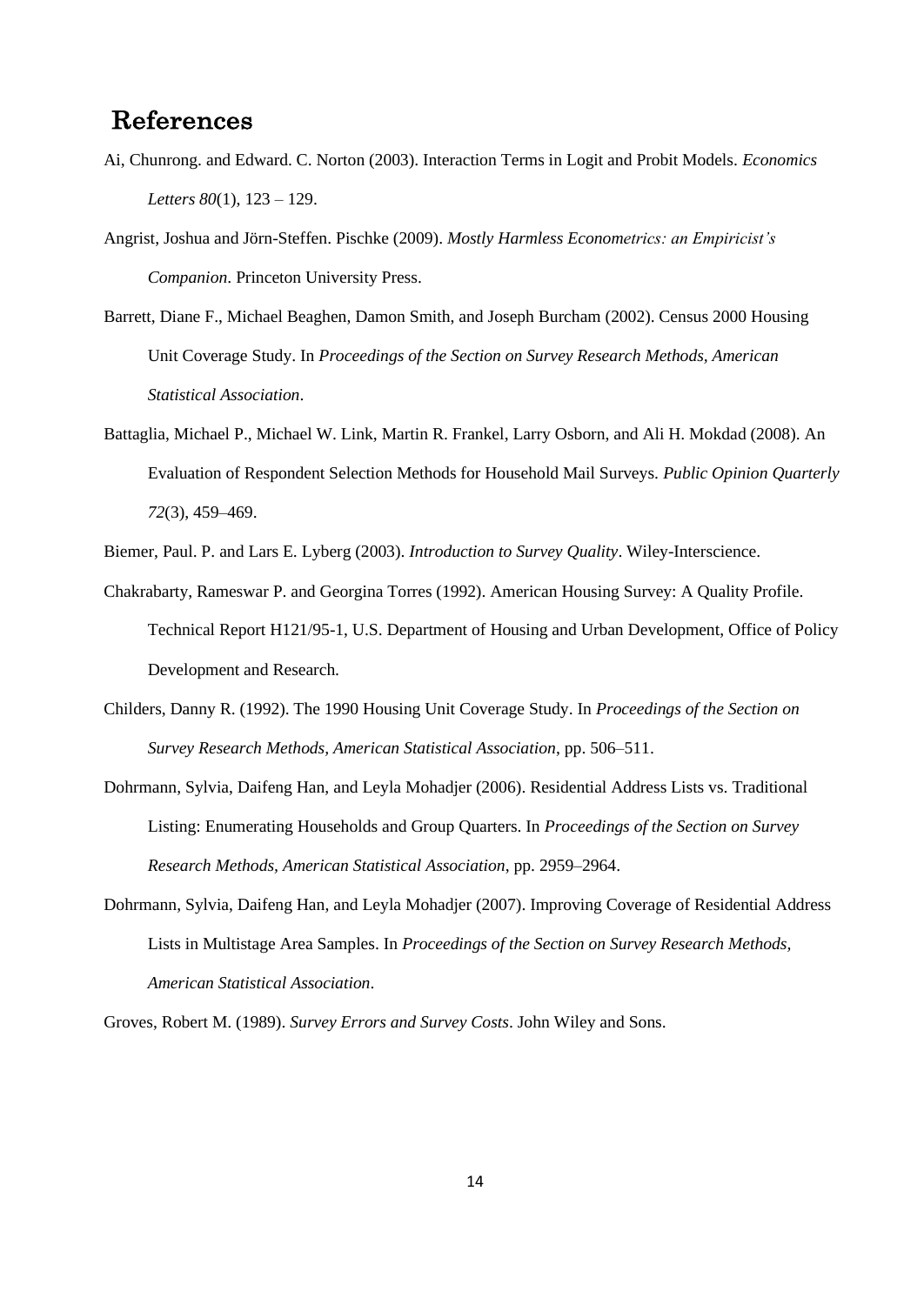# References

Ai, Chunrong. and Edward. C. Norton (2003). Interaction Terms in Logit and Probit Models. *Economics Letters 80*(1), 123 – 129.

Angrist, Joshua and Jörn-Steffen. Pischke (2009). *Mostly Harmless Econometrics: an Empiricist's Companion*. Princeton University Press.

Barrett, Diane F., Michael Beaghen, Damon Smith, and Joseph Burcham (2002). Census 2000 Housing Unit Coverage Study. In *Proceedings of the Section on Survey Research Methods, American Statistical Association*.

Battaglia, Michael P., Michael W. Link, Martin R. Frankel, Larry Osborn, and Ali H. Mokdad (2008). An Evaluation of Respondent Selection Methods for Household Mail Surveys. *Public Opinion Quarterly 72*(3), 459–469.

Biemer, Paul. P. and Lars E. Lyberg (2003). *Introduction to Survey Quality*. Wiley-Interscience.

Chakrabarty, Rameswar P. and Georgina Torres (1992). American Housing Survey: A Quality Profile. Technical Report H121/95-1, U.S. Department of Housing and Urban Development, Office of Policy Development and Research.

Childers, Danny R. (1992). The 1990 Housing Unit Coverage Study. In *Proceedings of the Section on Survey Research Methods, American Statistical Association*, pp. 506–511.

Dohrmann, Sylvia, Daifeng Han, and Leyla Mohadjer (2006). Residential Address Lists vs. Traditional Listing: Enumerating Households and Group Quarters. In *Proceedings of the Section on Survey Research Methods, American Statistical Association*, pp. 2959–2964.

Dohrmann, Sylvia, Daifeng Han, and Leyla Mohadjer (2007). Improving Coverage of Residential Address Lists in Multistage Area Samples. In *Proceedings of the Section on Survey Research Methods, American Statistical Association*.

Groves, Robert M. (1989). *Survey Errors and Survey Costs*. John Wiley and Sons.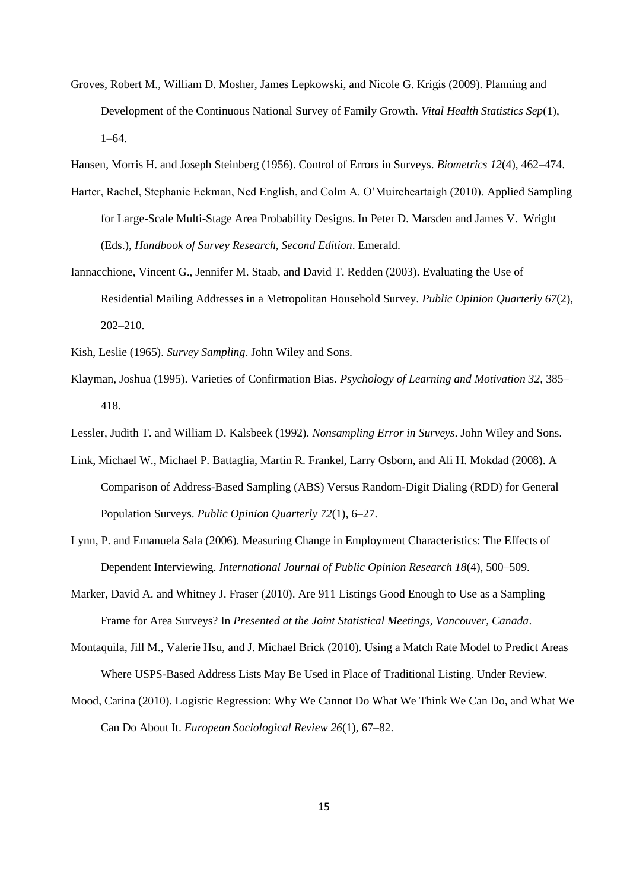Groves, Robert M., William D. Mosher, James Lepkowski, and Nicole G. Krigis (2009). Planning and Development of the Continuous National Survey of Family Growth. *Vital Health Statistics Sep*(1), 1–64.

Hansen, Morris H. and Joseph Steinberg (1956). Control of Errors in Surveys. *Biometrics 12*(4), 462–474.

Harter, Rachel, Stephanie Eckman, Ned English, and Colm A. O'Muircheartaigh (2010). Applied Sampling for Large-Scale Multi-Stage Area Probability Designs. In Peter D. Marsden and James V. Wright (Eds.), *Handbook of Survey Research, Second Edition*. Emerald.

Iannacchione, Vincent G., Jennifer M. Staab, and David T. Redden (2003). Evaluating the Use of Residential Mailing Addresses in a Metropolitan Household Survey. *Public Opinion Quarterly 67*(2), 202–210.

Kish, Leslie (1965). *Survey Sampling*. John Wiley and Sons.

Klayman, Joshua (1995). Varieties of Confirmation Bias. *Psychology of Learning and Motivation 32*, 385–418.

Lessler, Judith T. and William D. Kalsbeek (1992). *Nonsampling Error in Surveys*. John Wiley and Sons.

Link, Michael W., Michael P. Battaglia, Martin R. Frankel, Larry Osborn, and Ali H. Mokdad (2008). A Comparison of Address-Based Sampling (ABS) Versus Random-Digit Dialing (RDD) for General Population Surveys. *Public Opinion Quarterly 72*(1), 6–27.

Lynn, P. and Emanuela Sala (2006). Measuring Change in Employment Characteristics: The Effects of Dependent Interviewing. *International Journal of Public Opinion Research 18*(4), 500–509.

Marker, David A. and Whitney J. Fraser (2010). Are 911 Listings Good Enough to Use as a Sampling Frame for Area Surveys? In *Presented at the Joint Statistical Meetings, Vancouver, Canada*.

Montaquila, Jill M., Valerie Hsu, and J. Michael Brick (2010). Using a Match Rate Model to Predict Areas Where USPS-Based Address Lists May Be Used in Place of Traditional Listing. Under Review.

Mood, Carina (2010). Logistic Regression: Why We Cannot Do What We Think We Can Do, and What We Can Do About It. *European Sociological Review 26*(1), 67–82.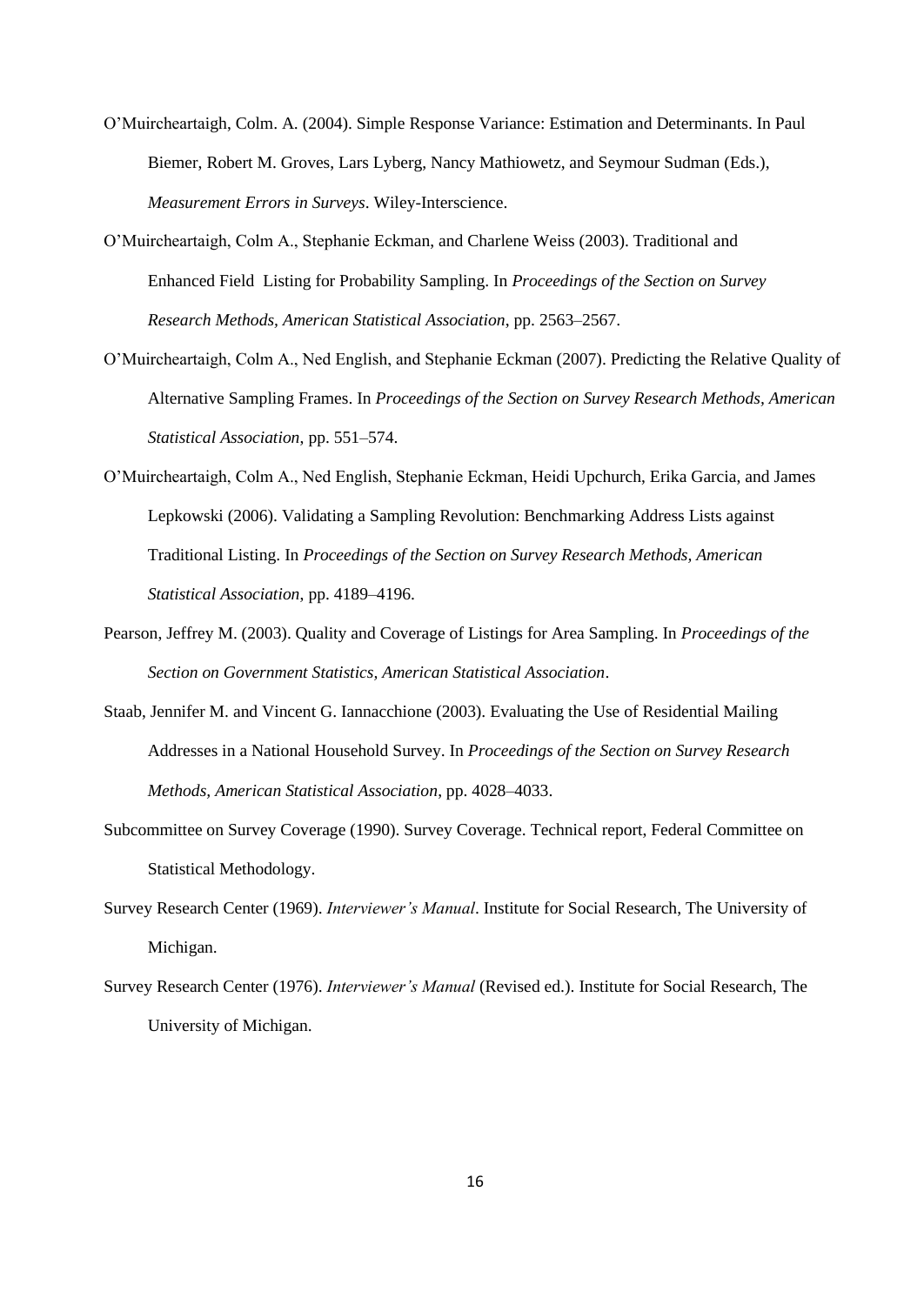O'Muircheartaigh, Colm. A. (2004). Simple Response Variance: Estimation and Determinants. In Paul Biemer, Robert M. Groves, Lars Lyberg, Nancy Mathiowetz, and Seymour Sudman (Eds.), *Measurement Errors in Surveys*. Wiley-Interscience.

O'Muircheartaigh, Colm A., Stephanie Eckman, and Charlene Weiss (2003). Traditional and Enhanced Field Listing for Probability Sampling. In *Proceedings of the Section on Survey Research Methods, American Statistical Association*, pp. 2563–2567.

O'Muircheartaigh, Colm A., Ned English, and Stephanie Eckman (2007). Predicting the Relative Quality of Alternative Sampling Frames. In *Proceedings of the Section on Survey Research Methods, American Statistical Association*, pp. 551–574.

O'Muircheartaigh, Colm A., Ned English, Stephanie Eckman, Heidi Upchurch, Erika Garcia, and James Lepkowski (2006). Validating a Sampling Revolution: Benchmarking Address Lists against Traditional Listing. In *Proceedings of the Section on Survey Research Methods, American Statistical Association*, pp. 4189–4196.

Pearson, Jeffrey M. (2003). Quality and Coverage of Listings for Area Sampling. In *Proceedings of the Section on Government Statistics, American Statistical Association*.

Staab, Jennifer M. and Vincent G. Iannacchione (2003). Evaluating the Use of Residential Mailing Addresses in a National Household Survey. In *Proceedings of the Section on Survey Research Methods, American Statistical Association*, pp. 4028–4033.

Subcommittee on Survey Coverage (1990). Survey Coverage. Technical report, Federal Committee on Statistical Methodology.

Survey Research Center (1969). *Interviewer's Manual*. Institute for Social Research, The University of Michigan.

Survey Research Center (1976). *Interviewer's Manual* (Revised ed.). Institute for Social Research, The University of Michigan.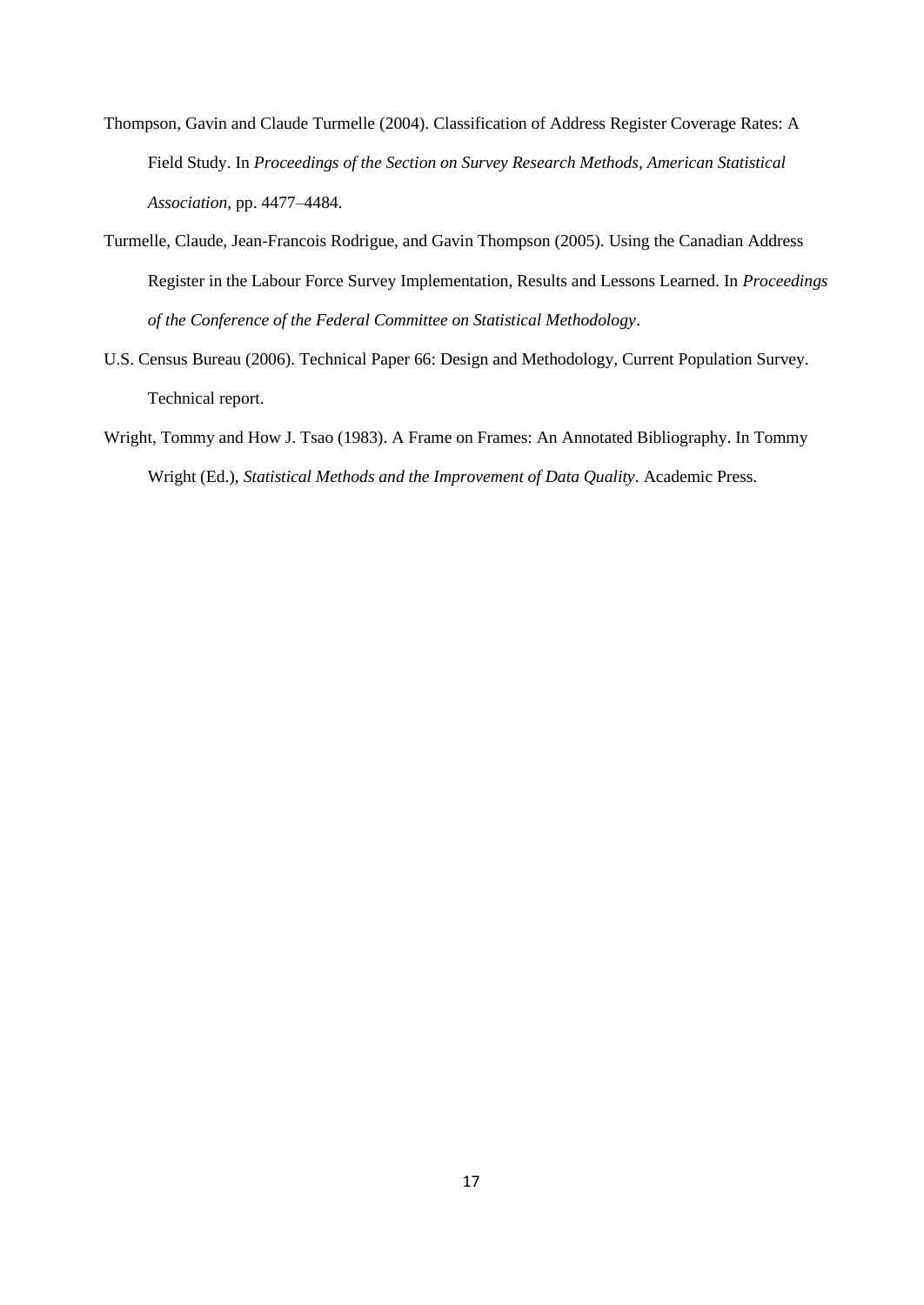Thompson, Gavin and Claude Turmelle (2004). Classification of Address Register Coverage Rates: A Field Study. In *Proceedings of the Section on Survey Research Methods, American Statistical Association*, pp. 4477–4484.

Turmelle, Claude, Jean-Francois Rodrigue, and Gavin Thompson (2005). Using the Canadian Address Register in the Labour Force Survey Implementation, Results and Lessons Learned. In *Proceedings of the Conference of the Federal Committee on Statistical Methodology*.

U.S. Census Bureau (2006). Technical Paper 66: Design and Methodology, Current Population Survey. Technical report.

Wright, Tommy and How J. Tsao (1983). A Frame on Frames: An Annotated Bibliography. In Tommy Wright (Ed.), *Statistical Methods and the Improvement of Data Quality*. Academic Press.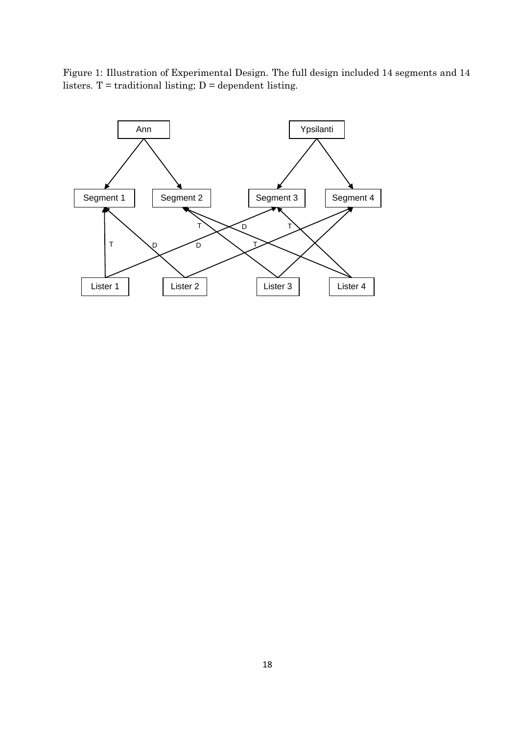Figure 1: Illustration of Experimental Design. The full design included 14 segments and 14 listers. T = traditional listing; D = dependent listing.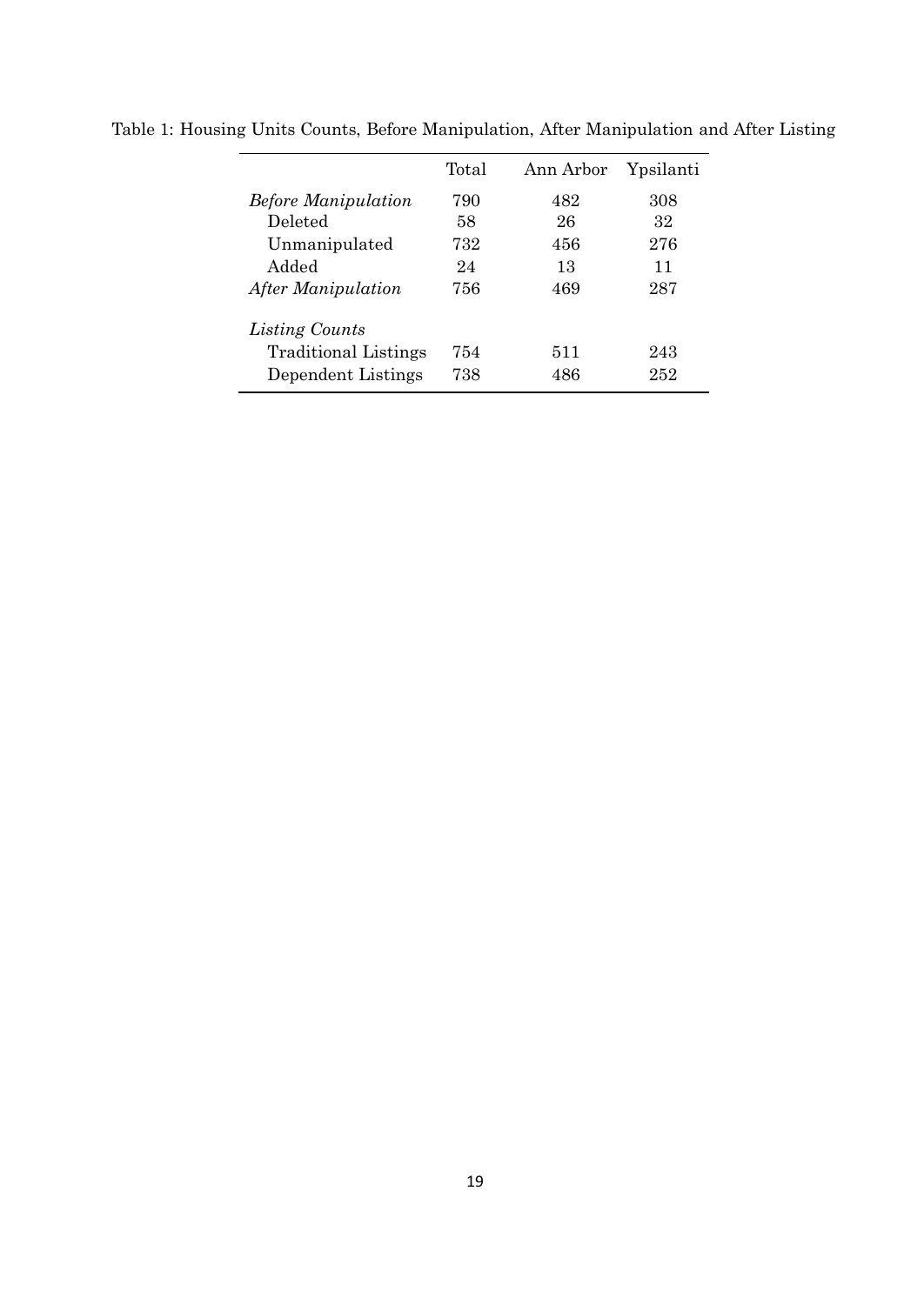Table 1: Housing Units Counts, Before Manipulation, After Manipulation and After Listing

| | Total | Ann Arbor | Ypsilanti |
|---|---|---|---|
| *Before Manipulation* | 790 | 482 | 308 |
| Deleted | 58 | 26 | 32 |
| Unmanipulated | 732 | 456 | 276 |
| Added | 24 | 13 | 11 |
| *After Manipulation* | 756 | 469 | 287 |
| *Listing Counts* | | | |
| Traditional Listings | 754 | 511 | 243 |
| Dependent Listings | 738 | 486 | 252 |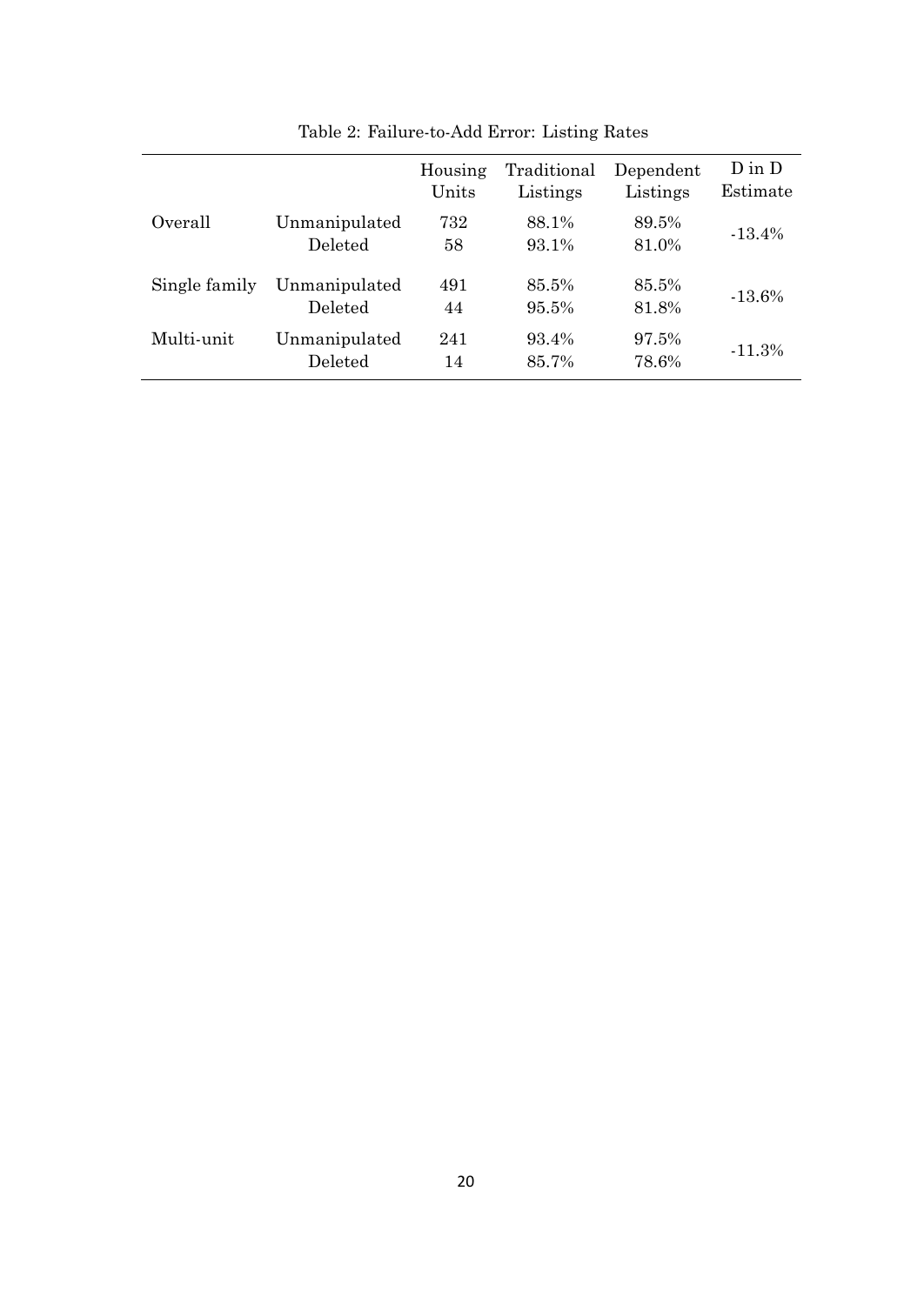Table 2: Failure-to-Add Error: Listing Rates

| | | Housing Units | Traditional Listings | Dependent Listings | D in D Estimate |
|---|---|---|---|---|---|
| Overall | Unmanipulated | 732 | 88.1% | 89.5% | -13.4% |
| | Deleted | 58 | 93.1% | 81.0% | |
| Single family | Unmanipulated | 491 | 85.5% | 85.5% | -13.6% |
| | Deleted | 44 | 95.5% | 81.8% | |
| Multi-unit | Unmanipulated | 241 | 93.4% | 97.5% | -11.3% |
| | Deleted | 14 | 85.7% | 78.6% | |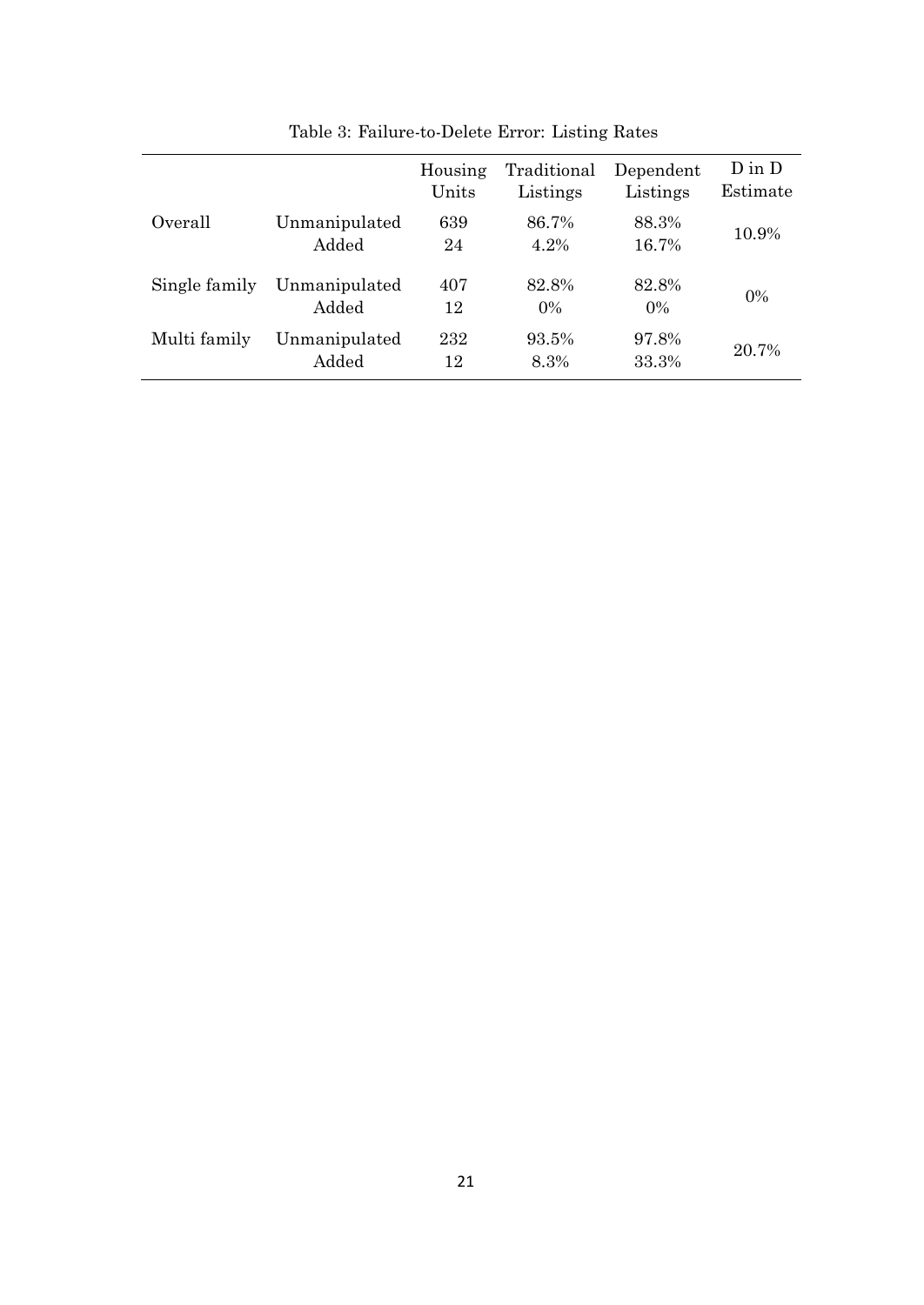Table 3: Failure-to-Delete Error: Listing Rates

| | | Housing Units | Traditional Listings | Dependent Listings | D in D Estimate |
|---|---|---|---|---|---|
| Overall | Unmanipulated | 639 | 86.7% | 88.3% | 10.9% |
| | Added | 24 | 4.2% | 16.7% | |
| Single family | Unmanipulated | 407 | 82.8% | 82.8% | 0% |
| | Added | 12 | 0% | 0% | |
| Multi family | Unmanipulated | 232 | 93.5% | 97.8% | 20.7% |
| | Added | 12 | 8.3% | 33.3% | |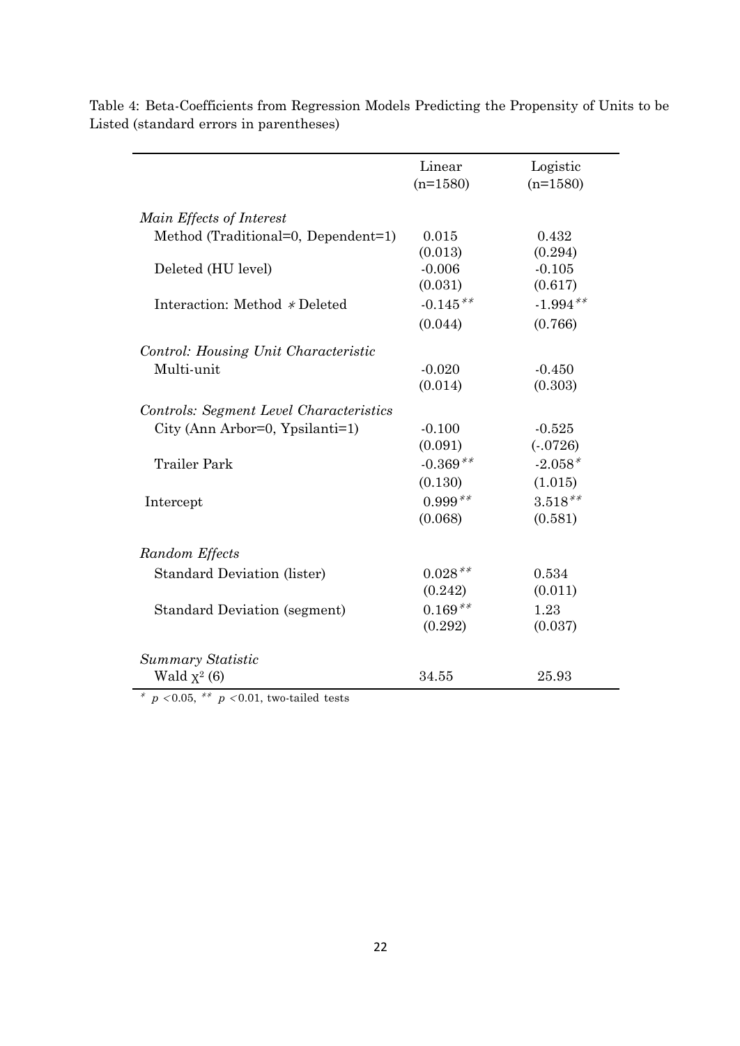Table 4: Beta-Coefficients from Regression Models Predicting the Propensity of Units to be Listed (standard errors in parentheses)

| | Linear (n=1580) | Logistic (n=1580) |
|---|---|---|
| *Main Effects of Interest* | | |
| Method (Traditional=0, Dependent=1) | 0.015 | 0.432 |
| | (0.013) | (0.294) |
| Deleted (HU level) | -0.006 | -0.105 |
| | (0.031) | (0.617) |
| Interaction: Method $*$ Deleted | -0.145** | -1.994** |
| | (0.044) | (0.766) |
| *Control: Housing Unit Characteristic* | | |
| Multi-unit | -0.020 | -0.450 |
| | (0.014) | (0.303) |
| *Controls: Segment Level Characteristics* | | |
| City (Ann Arbor=0, Ypsilanti=1) | -0.100 | -0.525 |
| | (0.091) | (-.0726) |
| Trailer Park | -0.369** | -2.058* |
| | (0.130) | (1.015) |
| Intercept | 0.999** | 3.518** |
| | (0.068) | (0.581) |
| *Random Effects* | | |
| Standard Deviation (lister) | 0.028** | 0.534 |
| | (0.242) | (0.011) |
| Standard Deviation (segment) | 0.169** | 1.23 |
| | (0.292) | (0.037) |
| *Summary Statistic* | | |
| Wald $\chi^2$ (6) | 34.55 | 25.93 |

\* $p < 0.05$, \*\* $p < 0.01$, two-tailed tests